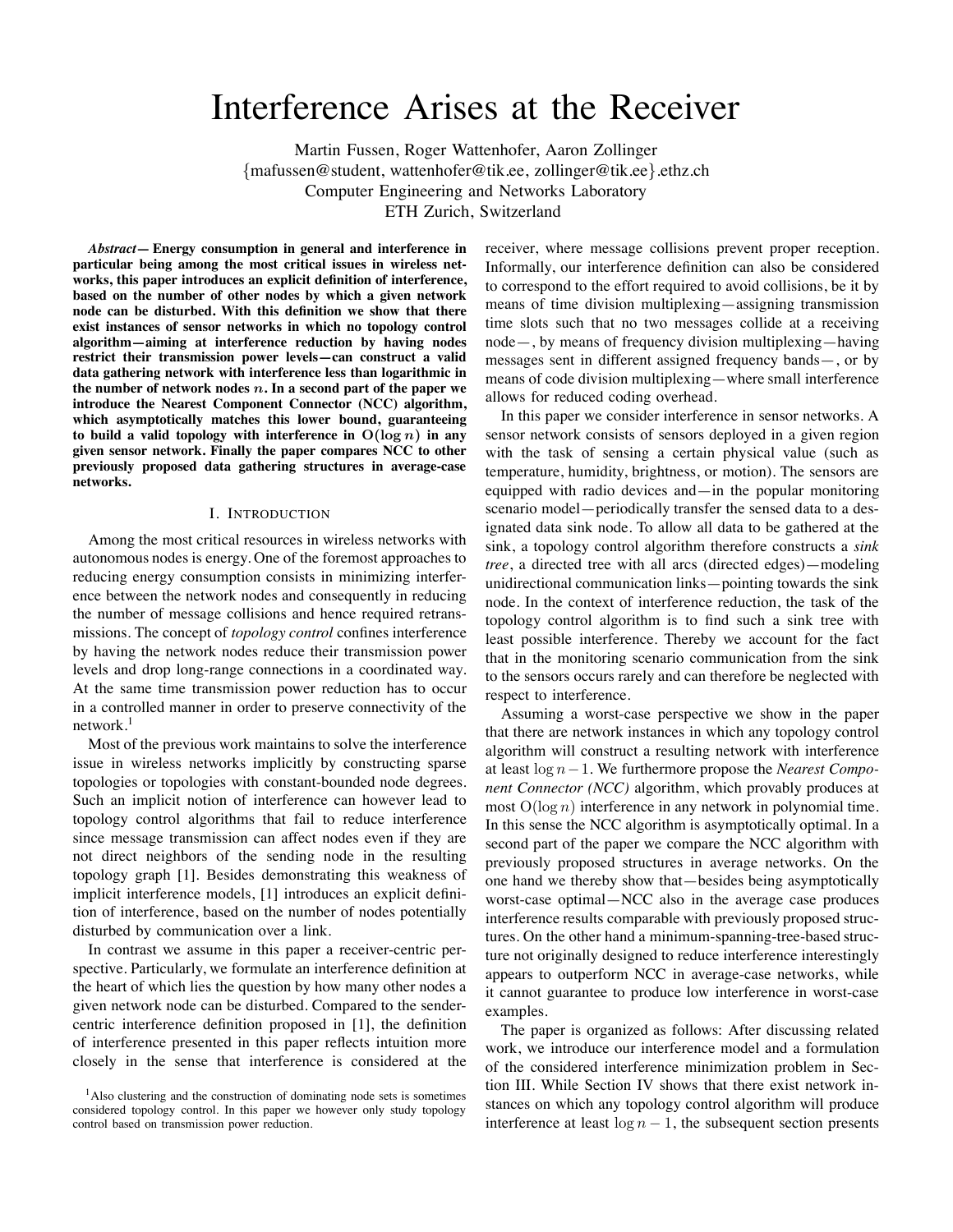# Interference Arises at the Receiver

Martin Fussen, Roger Wattenhofer, Aaron Zollinger
{mafussen@student, wattenhofer@tik.ee, zollinger@tik.ee}.ethz.ch
Computer Engineering and Networks Laboratory
ETH Zurich, Switzerland

***Abstract*— Energy consumption in general and interference in particular being among the most critical issues in wireless networks, this paper introduces an explicit definition of interference, based on the number of other nodes by which a given network node can be disturbed. With this definition we show that there exist instances of sensor networks in which no topology control algorithm—aiming at interference reduction by having nodes restrict their transmission power levels—can construct a valid data gathering network with interference less than logarithmic in the number of network nodes $n$. In a second part of the paper we introduce the Nearest Component Connector (NCC) algorithm, which asymptotically matches this lower bound, guaranteeing to build a valid topology with interference in $O(\log n)$ in any given sensor network. Finally the paper compares NCC to other previously proposed data gathering structures in average-case networks.**

## I. Introduction

Among the most critical resources in wireless networks with autonomous nodes is energy. One of the foremost approaches to reducing energy consumption consists in minimizing interference between the network nodes and consequently in reducing the number of message collisions and hence required retransmissions. The concept of *topology control* confines interference by having the network nodes reduce their transmission power levels and drop long-range connections in a coordinated way. At the same time transmission power reduction has to occur in a controlled manner in order to preserve connectivity of the network.[1]

Most of the previous work maintains to solve the interference issue in wireless networks implicitly by constructing sparse topologies or topologies with constant-bounded node degrees. Such an implicit notion of interference can however lead to topology control algorithms that fail to reduce interference since message transmission can affect nodes even if they are not direct neighbors of the sending node in the resulting topology graph [1]. Besides demonstrating this weakness of implicit interference models, [1] introduces an explicit definition of interference, based on the number of nodes potentially disturbed by communication over a link.

In contrast we assume in this paper a receiver-centric perspective. Particularly, we formulate an interference definition at the heart of which lies the question by how many other nodes a given network node can be disturbed. Compared to the sender-centric interference definition proposed in [1], the definition of interference presented in this paper reflects intuition more closely in the sense that interference is considered at the receiver, where message collisions prevent proper reception. Informally, our interference definition can also be considered to correspond to the effort required to avoid collisions, be it by means of time division multiplexing—assigning transmission time slots such that no two messages collide at a receiving node—, by means of frequency division multiplexing—having messages sent in different assigned frequency bands—, or by means of code division multiplexing—where small interference allows for reduced coding overhead.

In this paper we consider interference in sensor networks. A sensor network consists of sensors deployed in a given region with the task of sensing a certain physical value (such as temperature, humidity, brightness, or motion). The sensors are equipped with radio devices and—in the popular monitoring scenario model—periodically transfer the sensed data to a designated data sink node. To allow all data to be gathered at the sink, a topology control algorithm therefore constructs a *sink tree*, a directed tree with all arcs (directed edges)—modeling unidirectional communication links—pointing towards the sink node. In the context of interference reduction, the task of the topology control algorithm is to find such a sink tree with least possible interference. Thereby we account for the fact that in the monitoring scenario communication from the sink to the sensors occurs rarely and can therefore be neglected with respect to interference.

Assuming a worst-case perspective we show in the paper that there are network instances in which any topology control algorithm will construct a resulting network with interference at least $\log n - 1$. We furthermore propose the *Nearest Component Connector (NCC)* algorithm, which provably produces at most $O(\log n)$ interference in any network in polynomial time. In this sense the NCC algorithm is asymptotically optimal. In a second part of the paper we compare the NCC algorithm with previously proposed structures in average networks. On the one hand we thereby show that—besides being asymptotically worst-case optimal—NCC also in the average case produces interference results comparable with previously proposed structures. On the other hand a minimum-spanning-tree-based structure not originally designed to reduce interference interestingly appears to outperform NCC in average-case networks, while it cannot guarantee to produce low interference in worst-case examples.

The paper is organized as follows: After discussing related work, we introduce our interference model and a formulation of the considered interference minimization problem in Section III. While Section IV shows that there exist network instances on which any topology control algorithm will produce interference at least $\log n - 1$, the subsequent section presents

[1] Also clustering and the construction of dominating node sets is sometimes considered topology control. In this paper we however only study topology control based on transmission power reduction.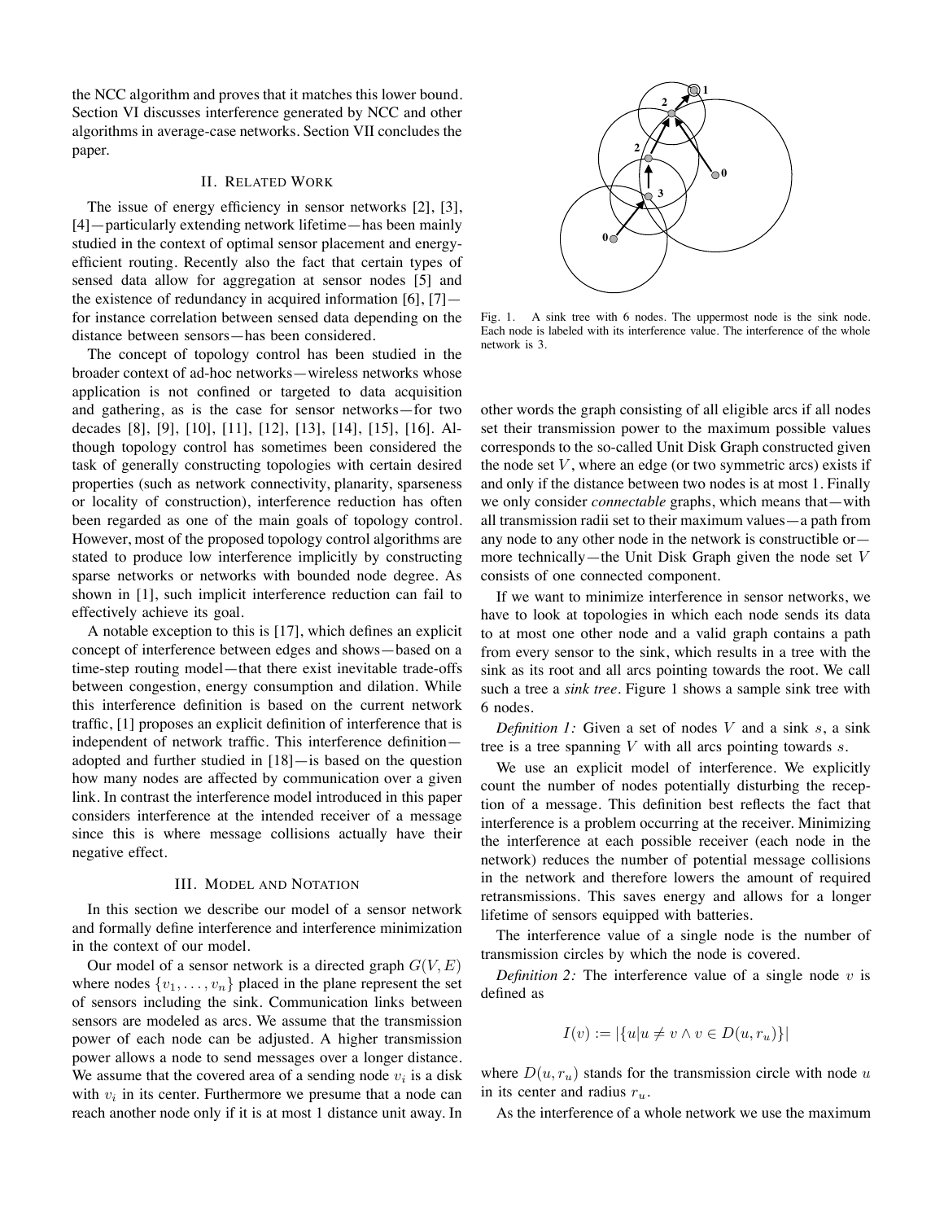the NCC algorithm and proves that it matches this lower bound. Section VI discusses interference generated by NCC and other algorithms in average-case networks. Section VII concludes the paper.

## II. Related Work

The issue of energy efficiency in sensor networks [2], [3], [4]—particularly extending network lifetime—has been mainly studied in the context of optimal sensor placement and energy-efficient routing. Recently also the fact that certain types of sensed data allow for aggregation at sensor nodes [5] and the existence of redundancy in acquired information [6], [7]—for instance correlation between sensed data depending on the distance between sensors—has been considered.

The concept of topology control has been studied in the broader context of ad-hoc networks—wireless networks whose application is not confined or targeted to data acquisition and gathering, as is the case for sensor networks—for two decades [8], [9], [10], [11], [12], [13], [14], [15], [16]. Although topology control has sometimes been considered the task of generally constructing topologies with certain desired properties (such as network connectivity, planarity, sparseness or locality of construction), interference reduction has often been regarded as one of the main goals of topology control. However, most of the proposed topology control algorithms are stated to produce low interference implicitly by constructing sparse networks or networks with bounded node degree. As shown in [1], such implicit interference reduction can fail to effectively achieve its goal.

A notable exception to this is [17], which defines an explicit concept of interference between edges and shows—based on a time-step routing model—that there exist inevitable trade-offs between congestion, energy consumption and dilation. While this interference definition is based on the current network traffic, [1] proposes an explicit definition of interference that is independent of network traffic. This interference definition—adopted and further studied in [18]—is based on the question how many nodes are affected by communication over a given link. In contrast the interference model introduced in this paper considers interference at the intended receiver of a message since this is where message collisions actually have their negative effect.

## III. Model and Notation

In this section we describe our model of a sensor network and formally define interference and interference minimization in the context of our model.

Our model of a sensor network is a directed graph $G(V, E)$ where nodes $\{v_1, \ldots, v_n\}$ placed in the plane represent the set of sensors including the sink. Communication links between sensors are modeled as arcs. We assume that the transmission power of each node can be adjusted. A higher transmission power allows a node to send messages over a longer distance. We assume that the covered area of a sending node $v_i$ is a disk with $v_i$ in its center. Furthermore we presume that a node can reach another node only if it is at most 1 distance unit away. In other words the graph consisting of all eligible arcs if all nodes set their transmission power to the maximum possible values corresponds to the so-called Unit Disk Graph constructed given the node set $V$, where an edge (or two symmetric arcs) exists if and only if the distance between two nodes is at most 1. Finally we only consider *connectable* graphs, which means that—with all transmission radii set to their maximum values—a path from any node to any other node in the network is constructible or—more technically—the Unit Disk Graph given the node set $V$ consists of one connected component.

Fig. 1. A sink tree with 6 nodes. The uppermost node is the sink node. Each node is labeled with its interference value. The interference of the whole network is 3.

If we want to minimize interference in sensor networks, we have to look at topologies in which each node sends its data to at most one other node and a valid graph contains a path from every sensor to the sink, which results in a tree with the sink as its root and all arcs pointing towards the root. We call such a tree a *sink tree*. Figure 1 shows a sample sink tree with 6 nodes.

*Definition 1:* Given a set of nodes $V$ and a sink $s$, a sink tree is a tree spanning $V$ with all arcs pointing towards $s$.

We use an explicit model of interference. We explicitly count the number of nodes potentially disturbing the reception of a message. This definition best reflects the fact that interference is a problem occurring at the receiver. Minimizing the interference at each possible receiver (each node in the network) reduces the number of potential message collisions in the network and therefore lowers the amount of required retransmissions. This saves energy and allows for a longer lifetime of sensors equipped with batteries.

The interference value of a single node is the number of transmission circles by which the node is covered.

*Definition 2:* The interference value of a single node $v$ is defined as

$$I(v) := |\{u | u \neq v \wedge v \in D(u, r_u)\}|$$

where $D(u, r_u)$ stands for the transmission circle with node $u$ in its center and radius $r_u$.

As the interference of a whole network we use the maximum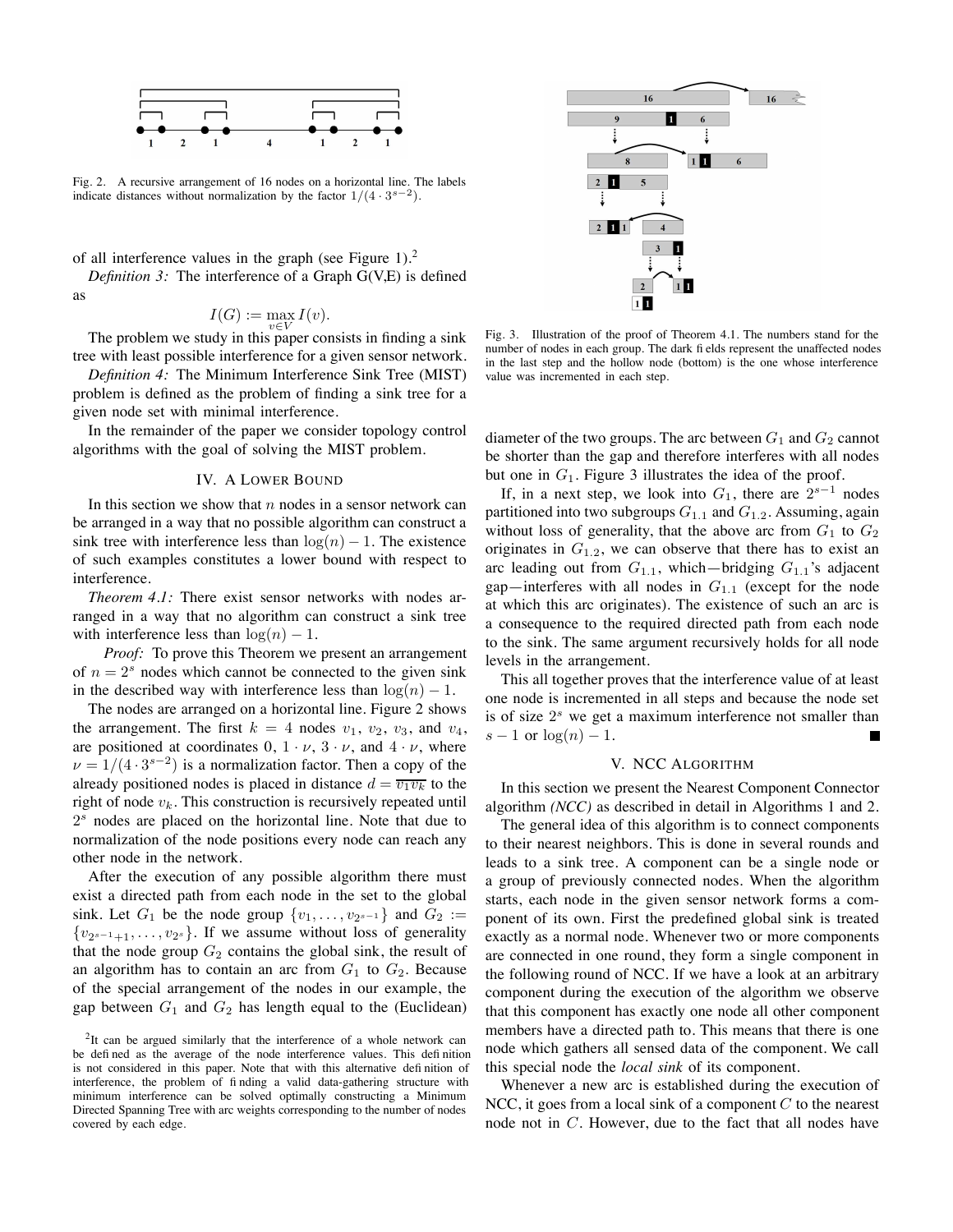Fig. 2. A recursive arrangement of 16 nodes on a horizontal line. The labels indicate distances without normalization by the factor $1/(4 \cdot 3^{s-2})$.

of all interference values in the graph (see Figure 1).[2]

*Definition 3:* The interference of a Graph G(V,E) is defined as

$$I(G) := \max_{v \in V} I(v).$$

The problem we study in this paper consists in finding a sink tree with least possible interference for a given sensor network.

*Definition 4:* The Minimum Interference Sink Tree (MIST) problem is defined as the problem of finding a sink tree for a given node set with minimal interference.

In the remainder of the paper we consider topology control algorithms with the goal of solving the MIST problem.

## IV. A Lower Bound

In this section we show that $n$ nodes in a sensor network can be arranged in a way that no possible algorithm can construct a sink tree with interference less than $\log(n) - 1$. The existence of such examples constitutes a lower bound with respect to interference.

*Theorem 4.1:* There exist sensor networks with nodes arranged in a way that no algorithm can construct a sink tree with interference less than $\log(n) - 1$.

*Proof:* To prove this Theorem we present an arrangement of $n = 2^s$ nodes which cannot be connected to the given sink in the described way with interference less than $\log(n) - 1$.

The nodes are arranged on a horizontal line. Figure 2 shows the arrangement. The first $k = 4$ nodes $v_1$, $v_2$, $v_3$, and $v_4$, are positioned at coordinates $0$, $1 \cdot \nu$, $3 \cdot \nu$, and $4 \cdot \nu$, where $\nu = 1/(4 \cdot 3^{s-2})$ is a normalization factor. Then a copy of the already positioned nodes is placed in distance $d = \overline{v_1 v_k}$ to the right of node $v_k$. This construction is recursively repeated until $2^s$ nodes are placed on the horizontal line. Note that due to normalization of the node positions every node can reach any other node in the network.

After the execution of any possible algorithm there must exist a directed path from each node in the set to the global sink. Let $G_1$ be the node group $\{v_1, \ldots, v_{2^{s-1}}\}$ and $G_2 := \{v_{2^{s-1}+1}, \ldots, v_{2^s}\}$. If we assume without loss of generality that the node group $G_2$ contains the global sink, the result of an algorithm has to contain an arc from $G_1$ to $G_2$. Because of the special arrangement of the nodes in our example, the gap between $G_1$ and $G_2$ has length equal to the (Euclidean) diameter of the two groups. The arc between $G_1$ and $G_2$ cannot be shorter than the gap and therefore interferes with all nodes but one in $G_1$. Figure 3 illustrates the idea of the proof.

Fig. 3. Illustration of the proof of Theorem 4.1. The numbers stand for the number of nodes in each group. The dark fields represent the unaffected nodes in the last step and the hollow node (bottom) is the one whose interference value was incremented in each step.

If, in a next step, we look into $G_1$, there are $2^{s-1}$ nodes partitioned into two subgroups $G_{1.1}$ and $G_{1.2}$. Assuming, again without loss of generality, that the above arc from $G_1$ to $G_2$ originates in $G_{1.2}$, we can observe that there has to exist an arc leading out from $G_{1.1}$, which—bridging $G_{1.1}$'s adjacent gap—interferes with all nodes in $G_{1.1}$ (except for the node at which this arc originates). The existence of such an arc is a consequence to the required directed path from each node to the sink. The same argument recursively holds for all node levels in the arrangement.

This all together proves that the interference value of at least one node is incremented in all steps and because the node set is of size $2^s$ we get a maximum interference not smaller than $s - 1$ or $\log(n) - 1$. ■

## V. NCC Algorithm

In this section we present the Nearest Component Connector algorithm *(NCC)* as described in detail in Algorithms 1 and 2.

The general idea of this algorithm is to connect components to their nearest neighbors. This is done in several rounds and leads to a sink tree. A component can be a single node or a group of previously connected nodes. When the algorithm starts, each node in the given sensor network forms a component of its own. First the predefined global sink is treated exactly as a normal node. Whenever two or more components are connected in one round, they form a single component in the following round of NCC. If we have a look at an arbitrary component during the execution of the algorithm we observe that this component has exactly one node all other component members have a directed path to. This means that there is one node which gathers all sensed data of the component. We call this special node the *local sink* of its component.

Whenever a new arc is established during the execution of NCC, it goes from a local sink of a component $C$ to the nearest node not in $C$. However, due to the fact that all nodes have

[2] It can be argued similarly that the interference of a whole network can be defined as the average of the node interference values. This definition is not considered in this paper. Note that with this alternative definition of interference, the problem of finding a valid data-gathering structure with minimum interference can be solved optimally constructing a Minimum Directed Spanning Tree with arc weights corresponding to the number of nodes covered by each edge.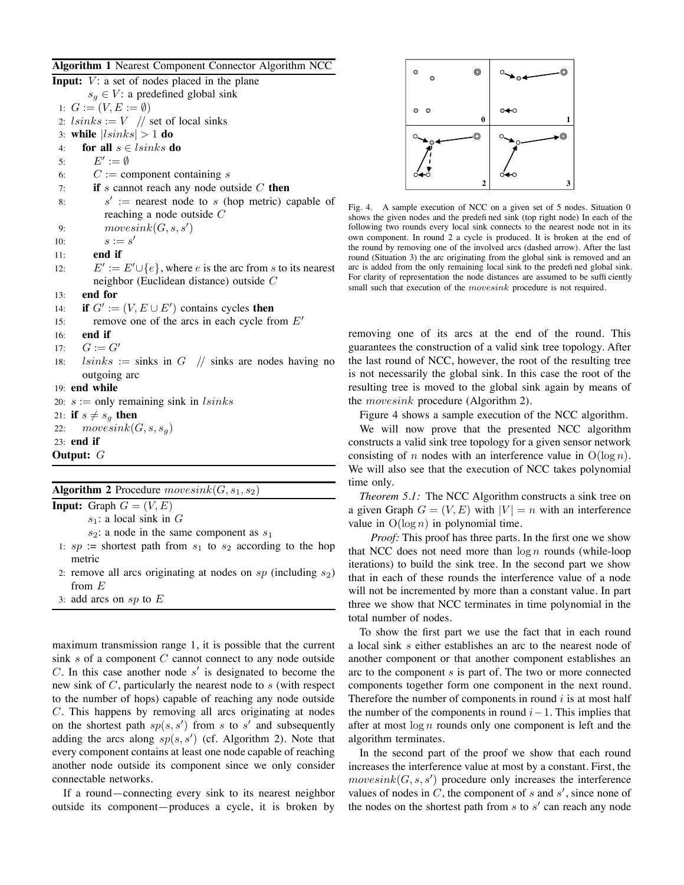**Algorithm 1** Nearest Component Connector Algorithm NCC

**Input:** $V$: a set of nodes placed in the plane
$s_g \in V$: a predefined global sink

1: $G := (V, E := \emptyset)$
2: $lsinks := V$ // set of local sinks
3: **while** $|lsinks| > 1$ **do**
4: **for all** $s \in lsinks$ **do**
5: $E' := \emptyset$
6: $C :=$ component containing $s$
7: **if** $s$ cannot reach any node outside $C$ **then**
8: $s' :=$ nearest node to $s$ (hop metric) capable of reaching a node outside $C$
9: $movesink(G, s, s')$
10: $s := s'$
11: **end if**
12: $E' := E' \cup \{e\}$, where $e$ is the arc from $s$ to its nearest neighbor (Euclidean distance) outside $C$
13: **end for**
14: **if** $G' := (V, E \cup E')$ contains cycles **then**
15: remove one of the arcs in each cycle from $E'$
16: **end if**
17: $G := G'$
18: $lsinks :=$ sinks in $G$ // sinks are nodes having no outgoing arc
19: **end while**
20: $s :=$ only remaining sink in $lsinks$
21: **if** $s \neq s_g$ **then**
22: $movesink(G, s, s_g)$
23: **end if**

**Output:** $G$

**Algorithm 2** Procedure $movesink(G, s_1, s_2)$

**Input:** Graph $G = (V, E)$
$s_1$: a local sink in $G$
$s_2$: a node in the same component as $s_1$

1: $sp$ := shortest path from $s_1$ to $s_2$ according to the hop metric
2: remove all arcs originating at nodes on $sp$ (including $s_2$) from $E$
3: add arcs on $sp$ to $E$

maximum transmission range 1, it is possible that the current sink $s$ of a component $C$ cannot connect to any node outside $C$. In this case another node $s'$ is designated to become the new sink of $C$, particularly the nearest node to $s$ (with respect to the number of hops) capable of reaching any node outside $C$. This happens by removing all arcs originating at nodes on the shortest path $sp(s, s')$ from $s$ to $s'$ and subsequently adding the arcs along $sp(s, s')$ (cf. Algorithm 2). Note that every component contains at least one node capable of reaching another node outside its component since we only consider connectable networks.

If a round—connecting every sink to its nearest neighbor outside its component—produces a cycle, it is broken by removing one of its arcs at the end of the round. This guarantees the construction of a valid sink tree topology. After the last round of NCC, however, the root of the resulting tree is not necessarily the global sink. In this case the root of the resulting tree is moved to the global sink again by means of the $movesink$ procedure (Algorithm 2).

Fig. 4. A sample execution of NCC on a given set of 5 nodes. Situation 0 shows the given nodes and the predefined global sink (top right node) In each of the following two rounds every local sink connects to the nearest node not in its own component. In round 2 a cycle is produced. It is broken at the end of the round by removing one of the involved arcs (dashed arrow). After the last round (Situation 3) the arc originating from the global sink is removed and an arc is added from the only remaining local sink to the predefined global sink. For clarity of representation the node distances are assumed to be sufficiently small such that execution of the $movesink$ procedure is not required.

Figure 4 shows a sample execution of the NCC algorithm.

We will now prove that the presented NCC algorithm constructs a valid sink tree topology for a given sensor network consisting of $n$ nodes with an interference value in $O(\log n)$. We will also see that the execution of NCC takes polynomial time only.

*Theorem 5.1:* The NCC Algorithm constructs a sink tree on a given Graph $G = (V, E)$ with $|V| = n$ with an interference value in $O(\log n)$ in polynomial time.

*Proof:* This proof has three parts. In the first one we show that NCC does not need more than $\log n$ rounds (while-loop iterations) to build the sink tree. In the second part we show that in each of these rounds the interference value of a node will not be incremented by more than a constant value. In part three we show that NCC terminates in time polynomial in the total number of nodes.

To show the first part we use the fact that in each round a local sink $s$ either establishes an arc to the nearest node of another component or that another component establishes an arc to the component $s$ is part of. The two or more connected components together form one component in the next round. Therefore the number of components in round $i$ is at most half the number of the components in round $i-1$. This implies that after at most $\log n$ rounds only one component is left and the algorithm terminates.

In the second part of the proof we show that each round increases the interference value at most by a constant. First, the $movesink(G, s, s')$ procedure only increases the interference values of nodes in $C$, the component of $s$ and $s'$, since none of the nodes on the shortest path from $s$ to $s'$ can reach any node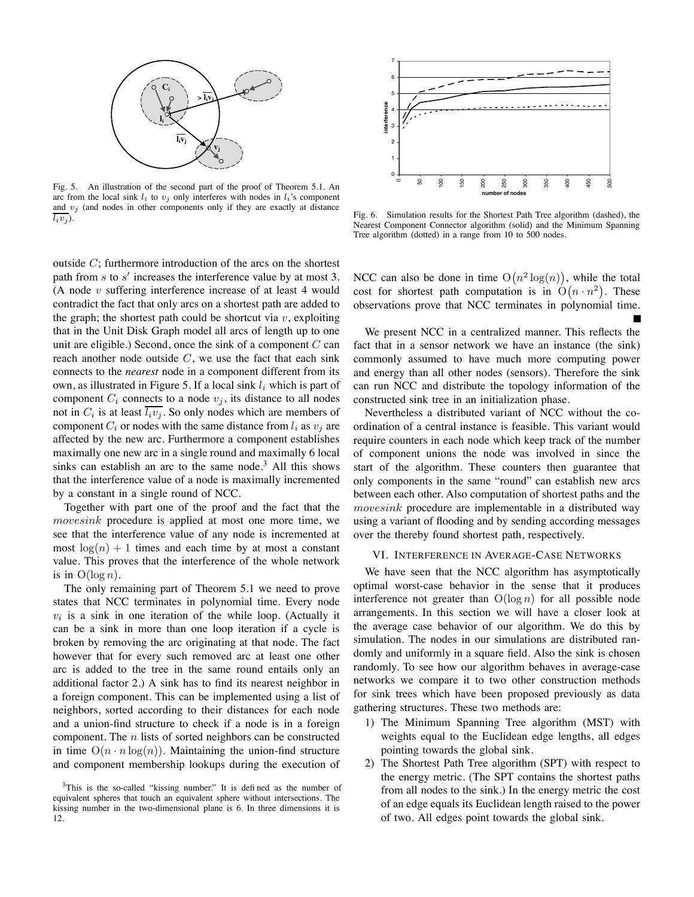Fig. 5. An illustration of the second part of the proof of Theorem 5.1. An arc from the local sink $l_i$ to $v_j$ only interferes with nodes in $l_i$'s component and $v_j$ (and nodes in other components only if they are exactly at distance $\overline{l_i v_j}$).

Fig. 6. Simulation results for the Shortest Path Tree algorithm (dashed), the Nearest Component Connector algorithm (solid) and the Minimum Spanning Tree algorithm (dotted) in a range from 10 to 500 nodes.

outside $C$; furthermore introduction of the arcs on the shortest path from $s$ to $s'$ increases the interference value by at most 3. (A node $v$ suffering interference increase of at least 4 would contradict the fact that only arcs on a shortest path are added to the graph; the shortest path could be shortcut via $v$, exploiting that in the Unit Disk Graph model all arcs of length up to one unit are eligible.) Second, once the sink of a component $C$ can reach another node outside $C$, we use the fact that each sink connects to the *nearest* node in a component different from its own, as illustrated in Figure 5. If a local sink $l_i$ which is part of component $C_i$ connects to a node $v_j$, its distance to all nodes not in $C_i$ is at least $\overline{l_i v_j}$. So only nodes which are members of component $C_i$ or nodes with the same distance from $l_i$ as $v_j$ are affected by the new arc. Furthermore a component establishes maximally one new arc in a single round and maximally 6 local sinks can establish an arc to the same node.[3] All this shows that the interference value of a node is maximally incremented by a constant in a single round of NCC.

Together with part one of the proof and the fact that the $movesink$ procedure is applied at most one more time, we see that the interference value of any node is incremented at most $\log(n) + 1$ times and each time by at most a constant value. This proves that the interference of the whole network is in $\mathrm{O}(\log n)$.

The only remaining part of Theorem 5.1 we need to prove states that NCC terminates in polynomial time. Every node $v_i$ is a sink in one iteration of the while loop. (Actually it can be a sink in more than one loop iteration if a cycle is broken by removing the arc originating at that node. The fact however that for every such removed arc at least one other arc is added to the tree in the same round entails only an additional factor 2.) A sink has to find its nearest neighbor in a foreign component. This can be implemented using a list of neighbors, sorted according to their distances for each node and a union-find structure to check if a node is in a foreign component. The $n$ lists of sorted neighbors can be constructed in time $\mathrm{O}(n \cdot n \log(n))$. Maintaining the union-find structure and component membership lookups during the execution of NCC can also be done in time $\mathrm{O}(n^2 \log(n))$, while the total cost for shortest path computation is in $\mathrm{O}(n \cdot n^2)$. These observations prove that NCC terminates in polynomial time. ■

We present NCC in a centralized manner. This reflects the fact that in a sensor network we have an instance (the sink) commonly assumed to have much more computing power and energy than all other nodes (sensors). Therefore the sink can run NCC and distribute the topology information of the constructed sink tree in an initialization phase.

Nevertheless a distributed variant of NCC without the coordination of a central instance is feasible. This variant would require counters in each node which keep track of the number of component unions the node was involved in since the start of the algorithm. These counters then guarantee that only components in the same "round" can establish new arcs between each other. Also computation of shortest paths and the $movesink$ procedure are implementable in a distributed way using a variant of flooding and by sending according messages over the thereby found shortest path, respectively.

## VI. Interference in Average-Case Networks

We have seen that the NCC algorithm has asymptotically optimal worst-case behavior in the sense that it produces interference not greater than $\mathrm{O}(\log n)$ for all possible node arrangements. In this section we will have a closer look at the average case behavior of our algorithm. We do this by simulation. The nodes in our simulations are distributed randomly and uniformly in a square field. Also the sink is chosen randomly. To see how our algorithm behaves in average-case networks we compare it to two other construction methods for sink trees which have been proposed previously as data gathering structures. These two methods are:

1) The Minimum Spanning Tree algorithm (MST) with weights equal to the Euclidean edge lengths, all edges pointing towards the global sink.
2) The Shortest Path Tree algorithm (SPT) with respect to the energy metric. (The SPT contains the shortest paths from all nodes to the sink.) In the energy metric the cost of an edge equals its Euclidean length raised to the power of two. All edges point towards the global sink.

[3]This is the so-called "kissing number." It is defined as the number of equivalent spheres that touch an equivalent sphere without intersections. The kissing number in the two-dimensional plane is 6. In three dimensions it is 12.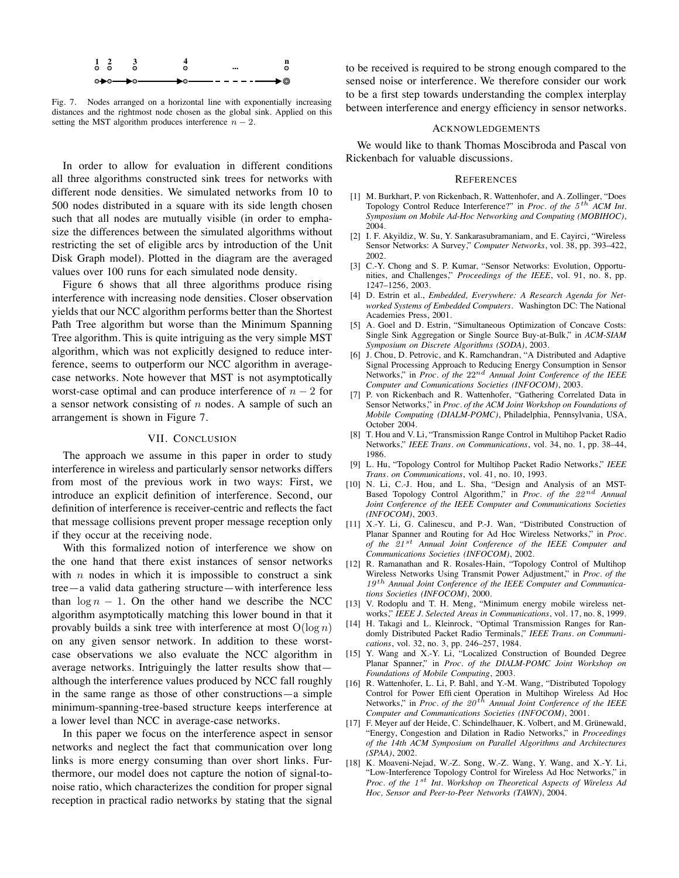1 2 3 4 ... n

Fig. 7. Nodes arranged on a horizontal line with exponentially increasing distances and the rightmost node chosen as the global sink. Applied on this setting the MST algorithm produces interference $n - 2$.

In order to allow for evaluation in different conditions all three algorithms constructed sink trees for networks with different node densities. We simulated networks from 10 to 500 nodes distributed in a square with its side length chosen such that all nodes are mutually visible (in order to emphasize the differences between the simulated algorithms without restricting the set of eligible arcs by introduction of the Unit Disk Graph model). Plotted in the diagram are the averaged values over 100 runs for each simulated node density.

Figure 6 shows that all three algorithms produce rising interference with increasing node densities. Closer observation yields that our NCC algorithm performs better than the Shortest Path Tree algorithm but worse than the Minimum Spanning Tree algorithm. This is quite intriguing as the very simple MST algorithm, which was not explicitly designed to reduce interference, seems to outperform our NCC algorithm in average-case networks. Note however that MST is not asymptotically worst-case optimal and can produce interference of $n - 2$ for a sensor network consisting of $n$ nodes. A sample of such an arrangement is shown in Figure 7.

## VII. Conclusion

The approach we assume in this paper in order to study interference in wireless and particularly sensor networks differs from most of the previous work in two ways: First, we introduce an explicit definition of interference. Second, our definition of interference is receiver-centric and reflects the fact that message collisions prevent proper message reception only if they occur at the receiving node.

With this formalized notion of interference we show on the one hand that there exist instances of sensor networks with $n$ nodes in which it is impossible to construct a sink tree—a valid data gathering structure—with interference less than $\log n - 1$. On the other hand we describe the NCC algorithm asymptotically matching this lower bound in that it provably builds a sink tree with interference at most $O(\log n)$ on any given sensor network. In addition to these worst-case observations we also evaluate the NCC algorithm in average networks. Intriguingly the latter results show that—although the interference values produced by NCC fall roughly in the same range as those of other constructions—a simple minimum-spanning-tree-based structure keeps interference at a lower level than NCC in average-case networks.

In this paper we focus on the interference aspect in sensor networks and neglect the fact that communication over long links is more energy consuming than over short links. Furthermore, our model does not capture the notion of signal-to-noise ratio, which characterizes the condition for proper signal reception in practical radio networks by stating that the signal to be received is required to be strong enough compared to the sensed noise or interference. We therefore consider our work to be a first step towards understanding the complex interplay between interference and energy efficiency in sensor networks.

## Acknowledgements

We would like to thank Thomas Moscibroda and Pascal von Rickenbach for valuable discussions.

## References

[1] M. Burkhart, P. von Rickenbach, R. Wattenhofer, and A. Zollinger, "Does Topology Control Reduce Interference?" in *Proc. of the $5^{th}$ ACM Int. Symposium on Mobile Ad-Hoc Networking and Computing (MOBIHOC)*, 2004.

[2] I. F. Akyildiz, W. Su, Y. Sankarasubramaniam, and E. Cayirci, "Wireless Sensor Networks: A Survey," *Computer Networks*, vol. 38, pp. 393–422, 2002.

[3] C.-Y. Chong and S. P. Kumar, "Sensor Networks: Evolution, Opportunities, and Challenges," *Proceedings of the IEEE*, vol. 91, no. 8, pp. 1247–1256, 2003.

[4] D. Estrin et al., *Embedded, Everywhere: A Research Agenda for Networked Systems of Embedded Computers*. Washington DC: The National Academies Press, 2001.

[5] A. Goel and D. Estrin, "Simultaneous Optimization of Concave Costs: Single Sink Aggregation or Single Source Buy-at-Bulk," in *ACM-SIAM Symposium on Discrete Algorithms (SODA)*, 2003.

[6] J. Chou, D. Petrovic, and K. Ramchandran, "A Distributed and Adaptive Signal Processing Approach to Reducing Energy Consumption in Sensor Networks," in *Proc. of the $22^{nd}$ Annual Joint Conference of the IEEE Computer and Comunications Societies (INFOCOM)*, 2003.

[7] P. von Rickenbach and R. Wattenhofer, "Gathering Correlated Data in Sensor Networks," in *Proc. of the ACM Joint Workshop on Foundations of Mobile Computing (DIALM-POMC)*, Philadelphia, Pennsylvania, USA, October 2004.

[8] T. Hou and V. Li, "Transmission Range Control in Multihop Packet Radio Networks," *IEEE Trans. on Communications*, vol. 34, no. 1, pp. 38–44, 1986.

[9] L. Hu, "Topology Control for Multihop Packet Radio Networks," *IEEE Trans. on Communications*, vol. 41, no. 10, 1993.

[10] N. Li, C.-J. Hou, and L. Sha, "Design and Analysis of an MST-Based Topology Control Algorithm," in *Proc. of the $22^{nd}$ Annual Joint Conference of the IEEE Computer and Communications Societies (INFOCOM)*, 2003.

[11] X.-Y. Li, G. Calinescu, and P.-J. Wan, "Distributed Construction of Planar Spanner and Routing for Ad Hoc Wireless Networks," in *Proc. of the $21^{st}$ Annual Joint Conference of the IEEE Computer and Communications Societies (INFOCOM)*, 2002.

[12] R. Ramanathan and R. Rosales-Hain, "Topology Control of Multihop Wireless Networks Using Transmit Power Adjustment," in *Proc. of the $19^{th}$ Annual Joint Conference of the IEEE Computer and Communications Societies (INFOCOM)*, 2000.

[13] V. Rodoplu and T. H. Meng, "Minimum energy mobile wireless networks," *IEEE J. Selected Areas in Communications*, vol. 17, no. 8, 1999.

[14] H. Takagi and L. Kleinrock, "Optimal Transmission Ranges for Randomly Distributed Packet Radio Terminals," *IEEE Trans. on Communications*, vol. 32, no. 3, pp. 246–257, 1984.

[15] Y. Wang and X.-Y. Li, "Localized Construction of Bounded Degree Planar Spanner," in *Proc. of the DIALM-POMC Joint Workshop on Foundations of Mobile Computing*, 2003.

[16] R. Wattenhofer, L. Li, P. Bahl, and Y.-M. Wang, "Distributed Topology Control for Power Efficient Operation in Multihop Wireless Ad Hoc Networks," in *Proc. of the $20^{th}$ Annual Joint Conference of the IEEE Computer and Communications Societies (INFOCOM)*, 2001.

[17] F. Meyer auf der Heide, C. Schindelhauer, K. Volbert, and M. Grünewald, "Energy, Congestion and Dilation in Radio Networks," in *Proceedings of the 14th ACM Symposium on Parallel Algorithms and Architectures (SPAA)*, 2002.

[18] K. Moaveni-Nejad, W.-Z. Song, W.-Z. Wang, Y. Wang, and X.-Y. Li, "Low-Interference Topology Control for Wireless Ad Hoc Networks," in *Proc. of the $1^{st}$ Int. Workshop on Theoretical Aspects of Wireless Ad Hoc, Sensor and Peer-to-Peer Networks (TAWN)*, 2004.